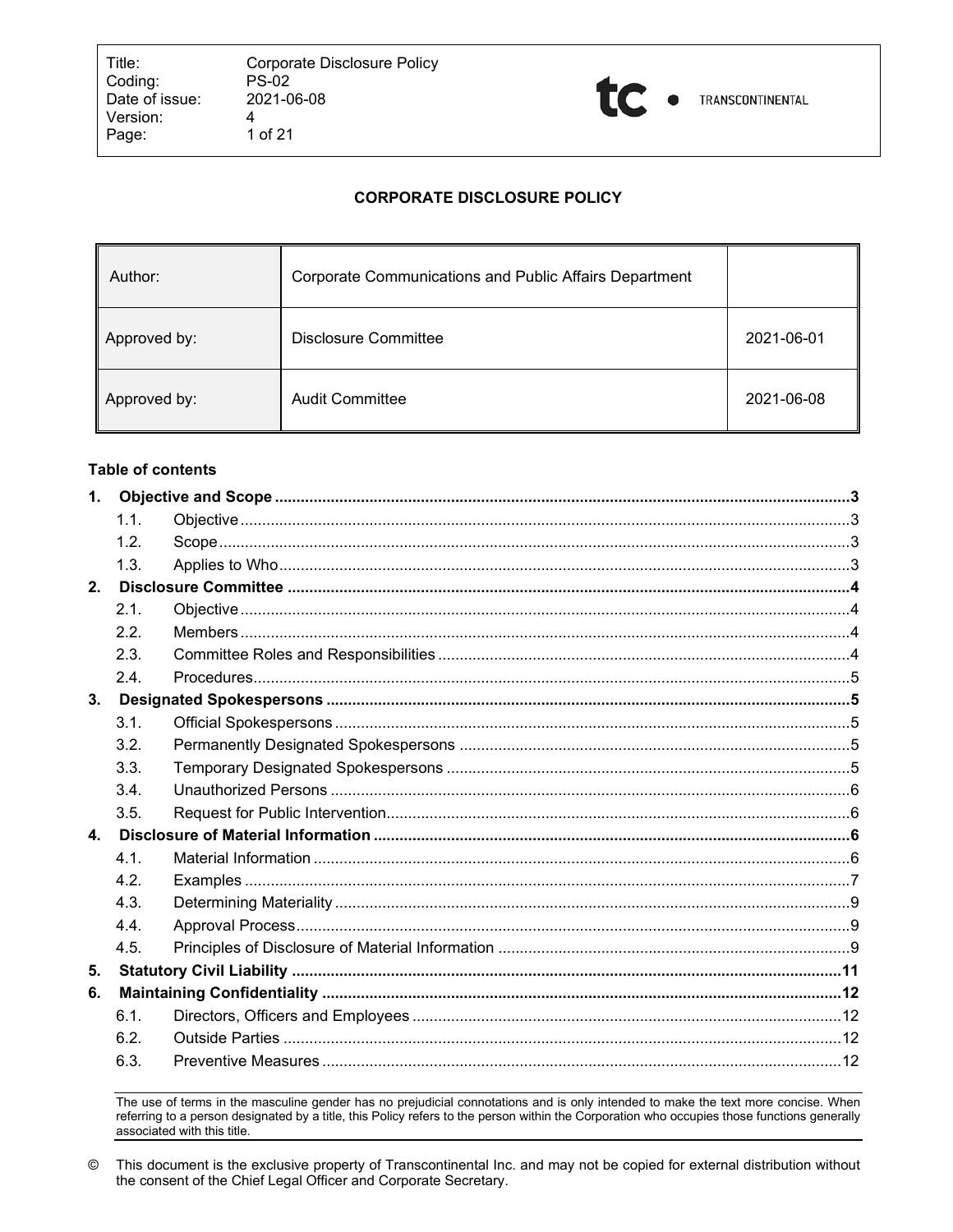| Title: | Corporate Disclosure Policy |
| --- | --- |
| Coding: | PS-02 |
| Date of issue: | 2021-06-08 |
| Version: | 4 |

# CORPORATE DISCLOSURE POLICY

| Author: | Corporate Communications and Public Affairs Department | |
| --- | --- | --- |
| Approved by: | Disclosure Committee | 2021-06-01 |
| Approved by: | Audit Committee | 2021-06-08 |

**Table of contents**

**1. Objective and Scope** ... 3
- 1.1. Objective ... 3
- 1.2. Scope ... 3
- 1.3. Applies to Who ... 3

**2. Disclosure Committee** ... 4
- 2.1. Objective ... 4
- 2.2. Members ... 4
- 2.3. Committee Roles and Responsibilities ... 4
- 2.4. Procedures ... 5

**3. Designated Spokespersons** ... 5
- 3.1. Official Spokespersons ... 5
- 3.2. Permanently Designated Spokespersons ... 5
- 3.3. Temporary Designated Spokespersons ... 5
- 3.4. Unauthorized Persons ... 6
- 3.5. Request for Public Intervention ... 6

**4. Disclosure of Material Information** ... 6
- 4.1. Material Information ... 6
- 4.2. Examples ... 7
- 4.3. Determining Materiality ... 9
- 4.4. Approval Process ... 9
- 4.5. Principles of Disclosure of Material Information ... 9

**5. Statutory Civil Liability** ... 11

**6. Maintaining Confidentiality** ... 12
- 6.1. Directors, Officers and Employees ... 12
- 6.2. Outside Parties ... 12
- 6.3. Preventive Measures ... 12

The use of terms in the masculine gender has no prejudicial connotations and is only intended to make the text more concise. When referring to a person designated by a title, this Policy refers to the person within the Corporation who occupies those functions generally associated with this title.

© This document is the exclusive property of Transcontinental Inc. and may not be copied for external distribution without the consent of the Chief Legal Officer and Corporate Secretary.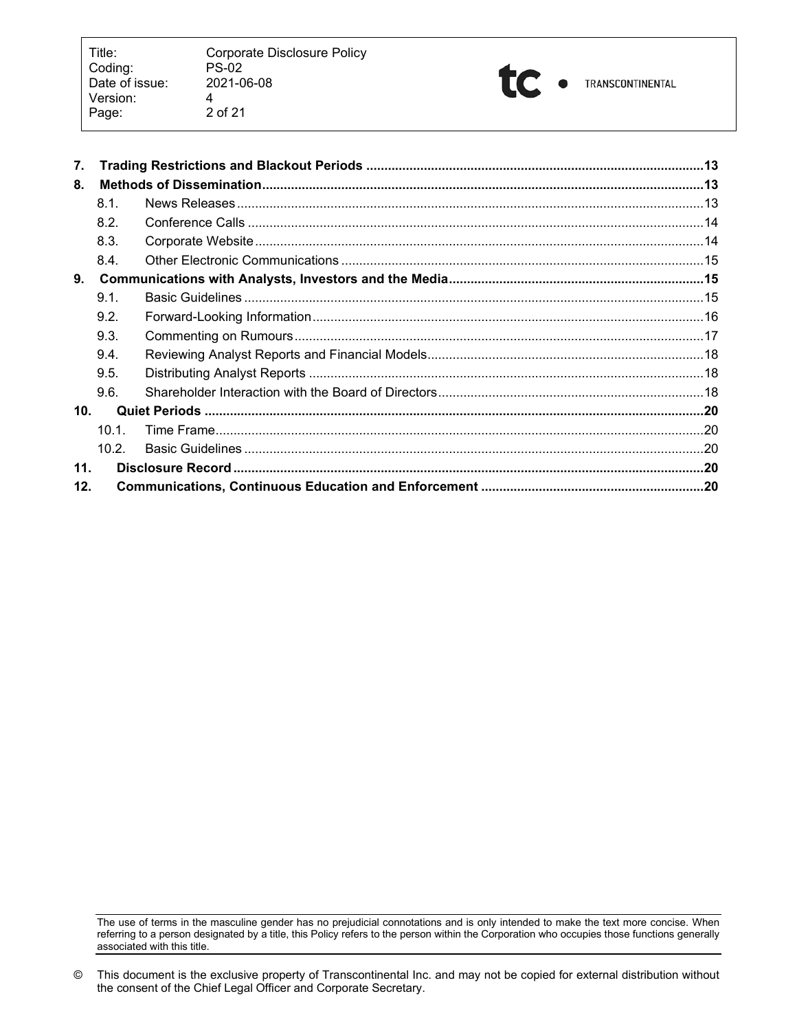| | | |
|---|---|---|
| **7.** | **Trading Restrictions and Blackout Periods** | **13** |
| **8.** | **Methods of Dissemination** | **13** |
| 8.1. | News Releases | 13 |
| 8.2. | Conference Calls | 14 |
| 8.3. | Corporate Website | 14 |
| 8.4. | Other Electronic Communications | 15 |
| **9.** | **Communications with Analysts, Investors and the Media** | **15** |
| 9.1. | Basic Guidelines | 15 |
| 9.2. | Forward-Looking Information | 16 |
| 9.3. | Commenting on Rumours | 17 |
| 9.4. | Reviewing Analyst Reports and Financial Models | 18 |
| 9.5. | Distributing Analyst Reports | 18 |
| 9.6. | Shareholder Interaction with the Board of Directors | 18 |
| **10.** | **Quiet Periods** | **20** |
| 10.1. | Time Frame | 20 |
| 10.2. | Basic Guidelines | 20 |
| **11.** | **Disclosure Record** | **20** |
| **12.** | **Communications, Continuous Education and Enforcement** | **20** |

The use of terms in the masculine gender has no prejudicial connotations and is only intended to make the text more concise. When referring to a person designated by a title, this Policy refers to the person within the Corporation who occupies those functions generally associated with this title.

© This document is the exclusive property of Transcontinental Inc. and may not be copied for external distribution without the consent of the Chief Legal Officer and Corporate Secretary.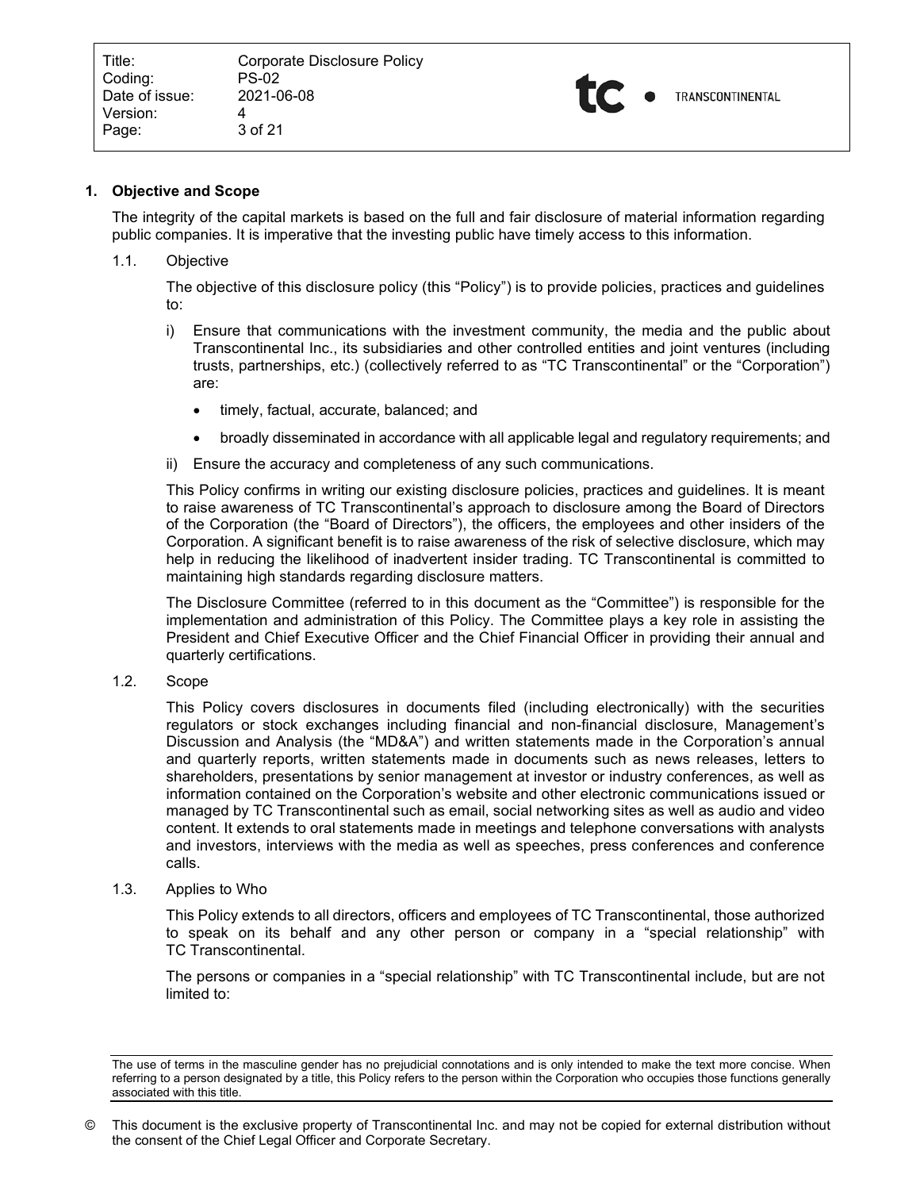## 1. Objective and Scope

The integrity of the capital markets is based on the full and fair disclosure of material information regarding public companies. It is imperative that the investing public have timely access to this information.

### 1.1. Objective

The objective of this disclosure policy (this "Policy") is to provide policies, practices and guidelines to:

i) Ensure that communications with the investment community, the media and the public about Transcontinental Inc., its subsidiaries and other controlled entities and joint ventures (including trusts, partnerships, etc.) (collectively referred to as "TC Transcontinental" or the "Corporation") are:

- timely, factual, accurate, balanced; and
- broadly disseminated in accordance with all applicable legal and regulatory requirements; and

ii) Ensure the accuracy and completeness of any such communications.

This Policy confirms in writing our existing disclosure policies, practices and guidelines. It is meant to raise awareness of TC Transcontinental's approach to disclosure among the Board of Directors of the Corporation (the "Board of Directors"), the officers, the employees and other insiders of the Corporation. A significant benefit is to raise awareness of the risk of selective disclosure, which may help in reducing the likelihood of inadvertent insider trading. TC Transcontinental is committed to maintaining high standards regarding disclosure matters.

The Disclosure Committee (referred to in this document as the "Committee") is responsible for the implementation and administration of this Policy. The Committee plays a key role in assisting the President and Chief Executive Officer and the Chief Financial Officer in providing their annual and quarterly certifications.

### 1.2. Scope

This Policy covers disclosures in documents filed (including electronically) with the securities regulators or stock exchanges including financial and non-financial disclosure, Management's Discussion and Analysis (the "MD&A") and written statements made in the Corporation's annual and quarterly reports, written statements made in documents such as news releases, letters to shareholders, presentations by senior management at investor or industry conferences, as well as information contained on the Corporation's website and other electronic communications issued or managed by TC Transcontinental such as email, social networking sites as well as audio and video content. It extends to oral statements made in meetings and telephone conversations with analysts and investors, interviews with the media as well as speeches, press conferences and conference calls.

### 1.3. Applies to Who

This Policy extends to all directors, officers and employees of TC Transcontinental, those authorized to speak on its behalf and any other person or company in a "special relationship" with TC Transcontinental.

The persons or companies in a "special relationship" with TC Transcontinental include, but are not limited to:

The use of terms in the masculine gender has no prejudicial connotations and is only intended to make the text more concise. When referring to a person designated by a title, this Policy refers to the person within the Corporation who occupies those functions generally associated with this title.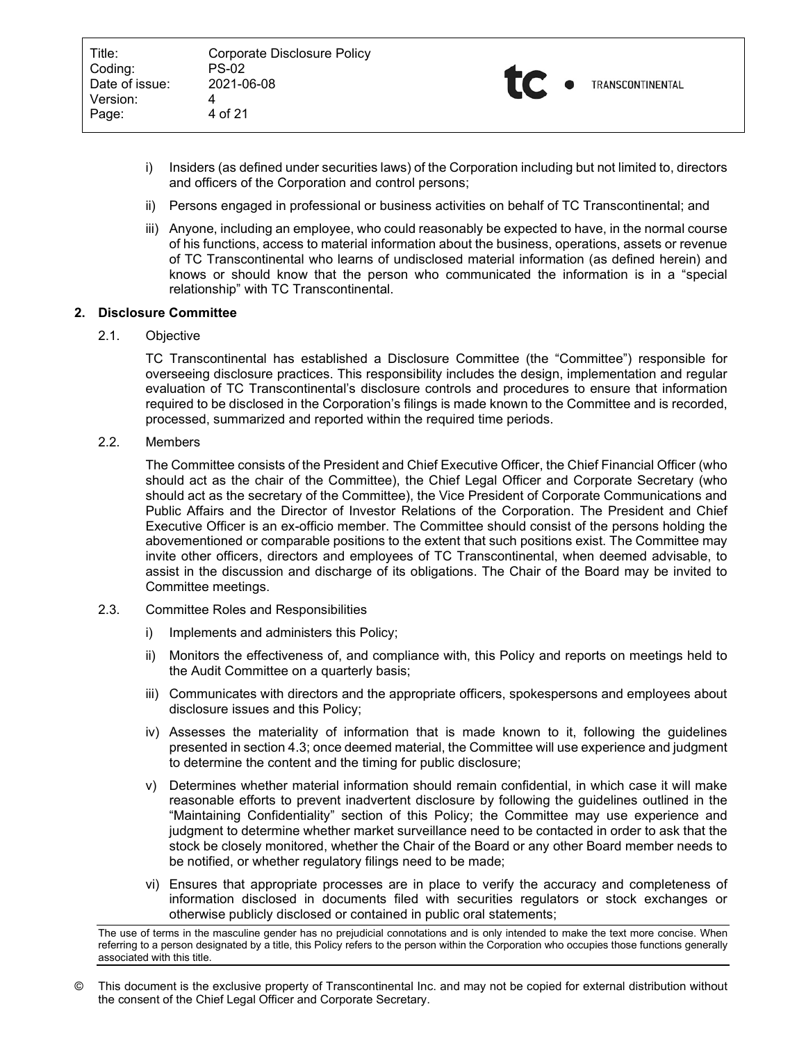i) Insiders (as defined under securities laws) of the Corporation including but not limited to, directors and officers of the Corporation and control persons;

ii) Persons engaged in professional or business activities on behalf of TC Transcontinental; and

iii) Anyone, including an employee, who could reasonably be expected to have, in the normal course of his functions, access to material information about the business, operations, assets or revenue of TC Transcontinental who learns of undisclosed material information (as defined herein) and knows or should know that the person who communicated the information is in a "special relationship" with TC Transcontinental.

## 2. Disclosure Committee

### 2.1. Objective

TC Transcontinental has established a Disclosure Committee (the "Committee") responsible for overseeing disclosure practices. This responsibility includes the design, implementation and regular evaluation of TC Transcontinental's disclosure controls and procedures to ensure that information required to be disclosed in the Corporation's filings is made known to the Committee and is recorded, processed, summarized and reported within the required time periods.

### 2.2. Members

The Committee consists of the President and Chief Executive Officer, the Chief Financial Officer (who should act as the chair of the Committee), the Chief Legal Officer and Corporate Secretary (who should act as the secretary of the Committee), the Vice President of Corporate Communications and Public Affairs and the Director of Investor Relations of the Corporation. The President and Chief Executive Officer is an ex-officio member. The Committee should consist of the persons holding the abovementioned or comparable positions to the extent that such positions exist. The Committee may invite other officers, directors and employees of TC Transcontinental, when deemed advisable, to assist in the discussion and discharge of its obligations. The Chair of the Board may be invited to Committee meetings.

### 2.3. Committee Roles and Responsibilities

i) Implements and administers this Policy;

ii) Monitors the effectiveness of, and compliance with, this Policy and reports on meetings held to the Audit Committee on a quarterly basis;

iii) Communicates with directors and the appropriate officers, spokespersons and employees about disclosure issues and this Policy;

iv) Assesses the materiality of information that is made known to it, following the guidelines presented in section 4.3; once deemed material, the Committee will use experience and judgment to determine the content and the timing for public disclosure;

v) Determines whether material information should remain confidential, in which case it will make reasonable efforts to prevent inadvertent disclosure by following the guidelines outlined in the "Maintaining Confidentiality" section of this Policy; the Committee may use experience and judgment to determine whether market surveillance need to be contacted in order to ask that the stock be closely monitored, whether the Chair of the Board or any other Board member needs to be notified, or whether regulatory filings need to be made;

vi) Ensures that appropriate processes are in place to verify the accuracy and completeness of information disclosed in documents filed with securities regulators or stock exchanges or otherwise publicly disclosed or contained in public oral statements;

The use of terms in the masculine gender has no prejudicial connotations and is only intended to make the text more concise. When referring to a person designated by a title, this Policy refers to the person within the Corporation who occupies those functions generally associated with this title.

© This document is the exclusive property of Transcontinental Inc. and may not be copied for external distribution without the consent of the Chief Legal Officer and Corporate Secretary.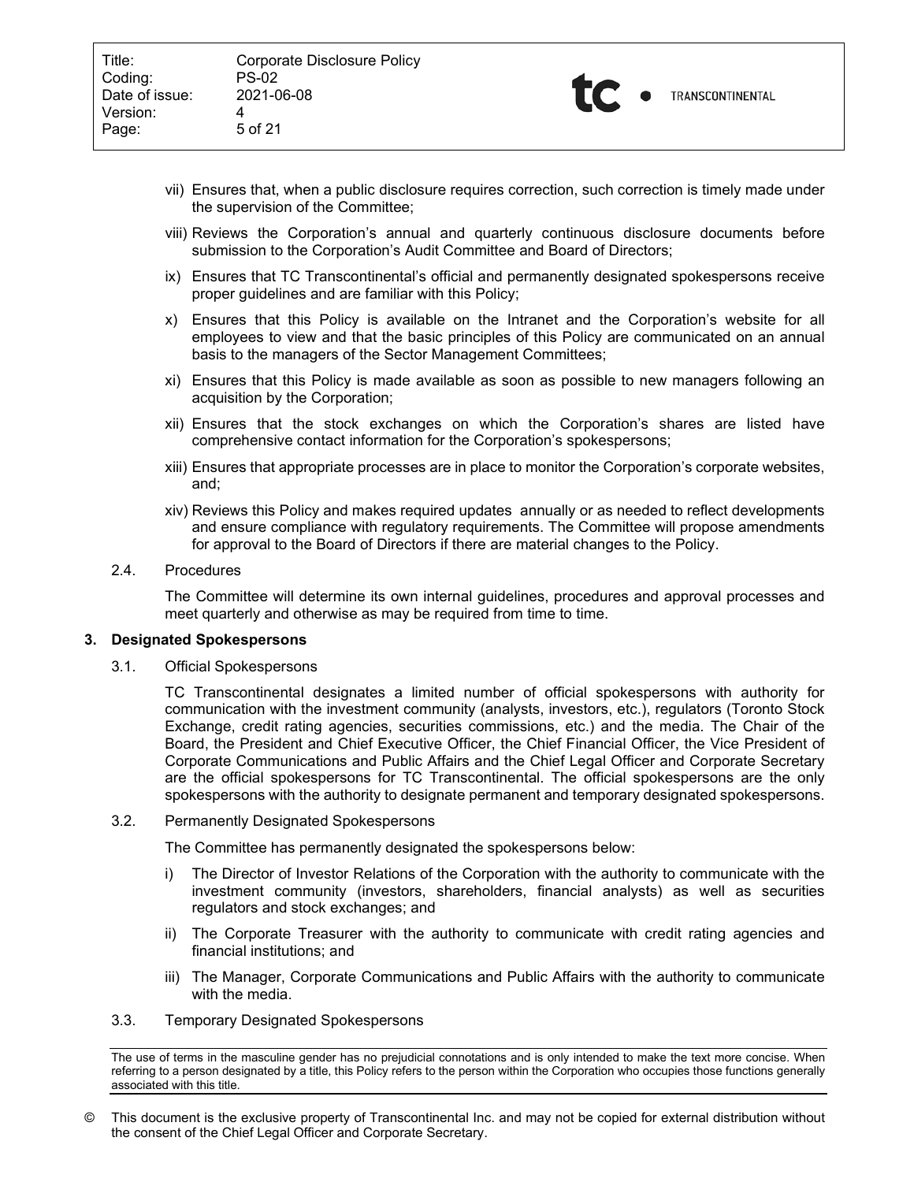vii) Ensures that, when a public disclosure requires correction, such correction is timely made under the supervision of the Committee;

viii) Reviews the Corporation's annual and quarterly continuous disclosure documents before submission to the Corporation's Audit Committee and Board of Directors;

ix) Ensures that TC Transcontinental's official and permanently designated spokespersons receive proper guidelines and are familiar with this Policy;

x) Ensures that this Policy is available on the Intranet and the Corporation's website for all employees to view and that the basic principles of this Policy are communicated on an annual basis to the managers of the Sector Management Committees;

xi) Ensures that this Policy is made available as soon as possible to new managers following an acquisition by the Corporation;

xii) Ensures that the stock exchanges on which the Corporation's shares are listed have comprehensive contact information for the Corporation's spokespersons;

xiii) Ensures that appropriate processes are in place to monitor the Corporation's corporate websites, and;

xiv) Reviews this Policy and makes required updates annually or as needed to reflect developments and ensure compliance with regulatory requirements. The Committee will propose amendments for approval to the Board of Directors if there are material changes to the Policy.

2.4. Procedures

The Committee will determine its own internal guidelines, procedures and approval processes and meet quarterly and otherwise as may be required from time to time.

## 3. Designated Spokespersons

3.1. Official Spokespersons

TC Transcontinental designates a limited number of official spokespersons with authority for communication with the investment community (analysts, investors, etc.), regulators (Toronto Stock Exchange, credit rating agencies, securities commissions, etc.) and the media. The Chair of the Board, the President and Chief Executive Officer, the Chief Financial Officer, the Vice President of Corporate Communications and Public Affairs and the Chief Legal Officer and Corporate Secretary are the official spokespersons for TC Transcontinental. The official spokespersons are the only spokespersons with the authority to designate permanent and temporary designated spokespersons.

3.2. Permanently Designated Spokespersons

The Committee has permanently designated the spokespersons below:

i) The Director of Investor Relations of the Corporation with the authority to communicate with the investment community (investors, shareholders, financial analysts) as well as securities regulators and stock exchanges; and

ii) The Corporate Treasurer with the authority to communicate with credit rating agencies and financial institutions; and

iii) The Manager, Corporate Communications and Public Affairs with the authority to communicate with the media.

3.3. Temporary Designated Spokespersons

The use of terms in the masculine gender has no prejudicial connotations and is only intended to make the text more concise. When referring to a person designated by a title, this Policy refers to the person within the Corporation who occupies those functions generally associated with this title.

© This document is the exclusive property of Transcontinental Inc. and may not be copied for external distribution without the consent of the Chief Legal Officer and Corporate Secretary.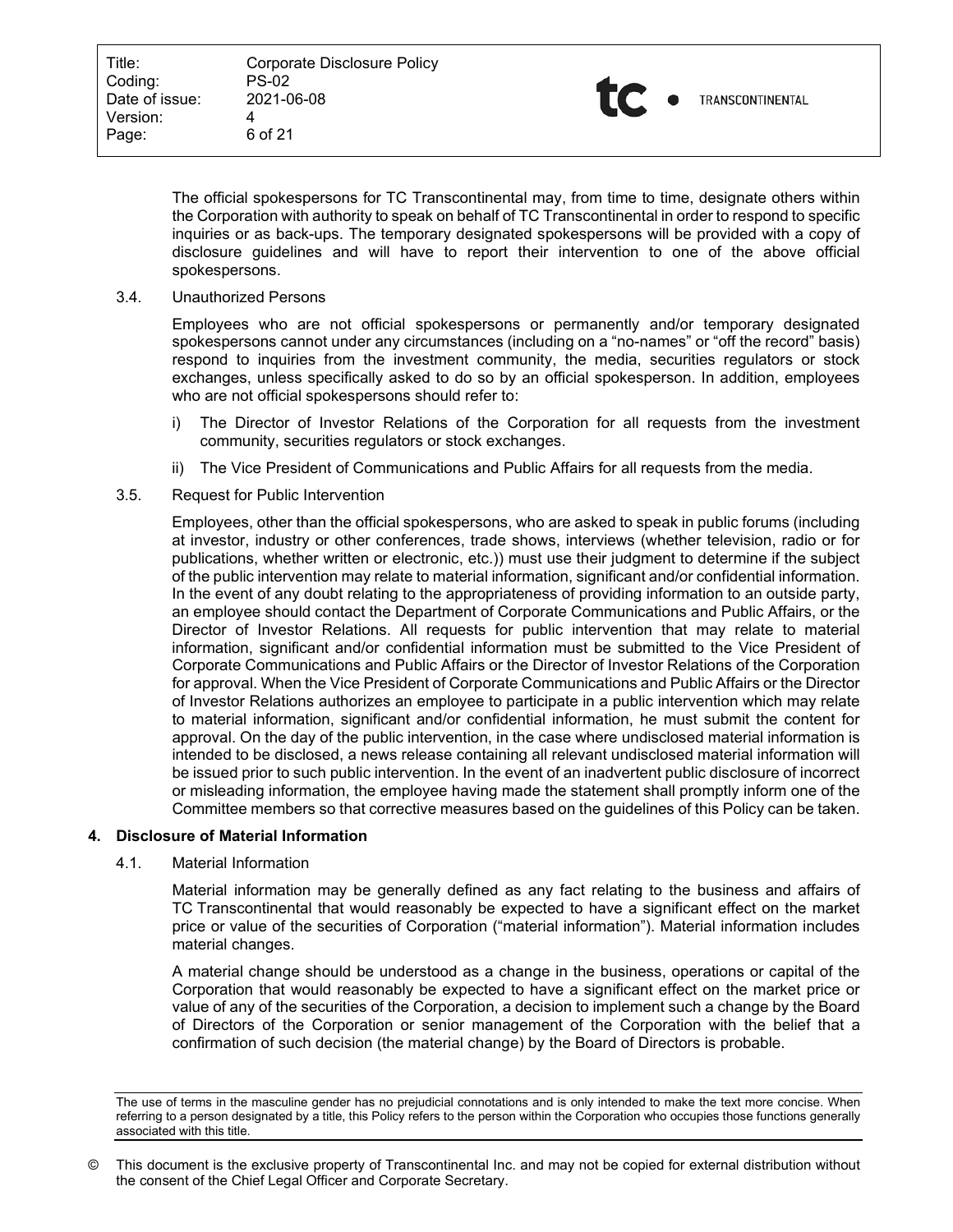The official spokespersons for TC Transcontinental may, from time to time, designate others within the Corporation with authority to speak on behalf of TC Transcontinental in order to respond to specific inquiries or as back-ups. The temporary designated spokespersons will be provided with a copy of disclosure guidelines and will have to report their intervention to one of the above official spokespersons.

### 3.4. Unauthorized Persons

Employees who are not official spokespersons or permanently and/or temporary designated spokespersons cannot under any circumstances (including on a "no-names" or "off the record" basis) respond to inquiries from the investment community, the media, securities regulators or stock exchanges, unless specifically asked to do so by an official spokesperson. In addition, employees who are not official spokespersons should refer to:

i) The Director of Investor Relations of the Corporation for all requests from the investment community, securities regulators or stock exchanges.

ii) The Vice President of Communications and Public Affairs for all requests from the media.

### 3.5. Request for Public Intervention

Employees, other than the official spokespersons, who are asked to speak in public forums (including at investor, industry or other conferences, trade shows, interviews (whether television, radio or for publications, whether written or electronic, etc.)) must use their judgment to determine if the subject of the public intervention may relate to material information, significant and/or confidential information. In the event of any doubt relating to the appropriateness of providing information to an outside party, an employee should contact the Department of Corporate Communications and Public Affairs, or the Director of Investor Relations. All requests for public intervention that may relate to material information, significant and/or confidential information must be submitted to the Vice President of Corporate Communications and Public Affairs or the Director of Investor Relations of the Corporation for approval. When the Vice President of Corporate Communications and Public Affairs or the Director of Investor Relations authorizes an employee to participate in a public intervention which may relate to material information, significant and/or confidential information, he must submit the content for approval. On the day of the public intervention, in the case where undisclosed material information is intended to be disclosed, a news release containing all relevant undisclosed material information will be issued prior to such public intervention. In the event of an inadvertent public disclosure of incorrect or misleading information, the employee having made the statement shall promptly inform one of the Committee members so that corrective measures based on the guidelines of this Policy can be taken.

## 4. Disclosure of Material Information

### 4.1. Material Information

Material information may be generally defined as any fact relating to the business and affairs of TC Transcontinental that would reasonably be expected to have a significant effect on the market price or value of the securities of Corporation ("material information"). Material information includes material changes.

A material change should be understood as a change in the business, operations or capital of the Corporation that would reasonably be expected to have a significant effect on the market price or value of any of the securities of the Corporation, a decision to implement such a change by the Board of Directors of the Corporation or senior management of the Corporation with the belief that a confirmation of such decision (the material change) by the Board of Directors is probable.

The use of terms in the masculine gender has no prejudicial connotations and is only intended to make the text more concise. When referring to a person designated by a title, this Policy refers to the person within the Corporation who occupies those functions generally associated with this title.

© This document is the exclusive property of Transcontinental Inc. and may not be copied for external distribution without the consent of the Chief Legal Officer and Corporate Secretary.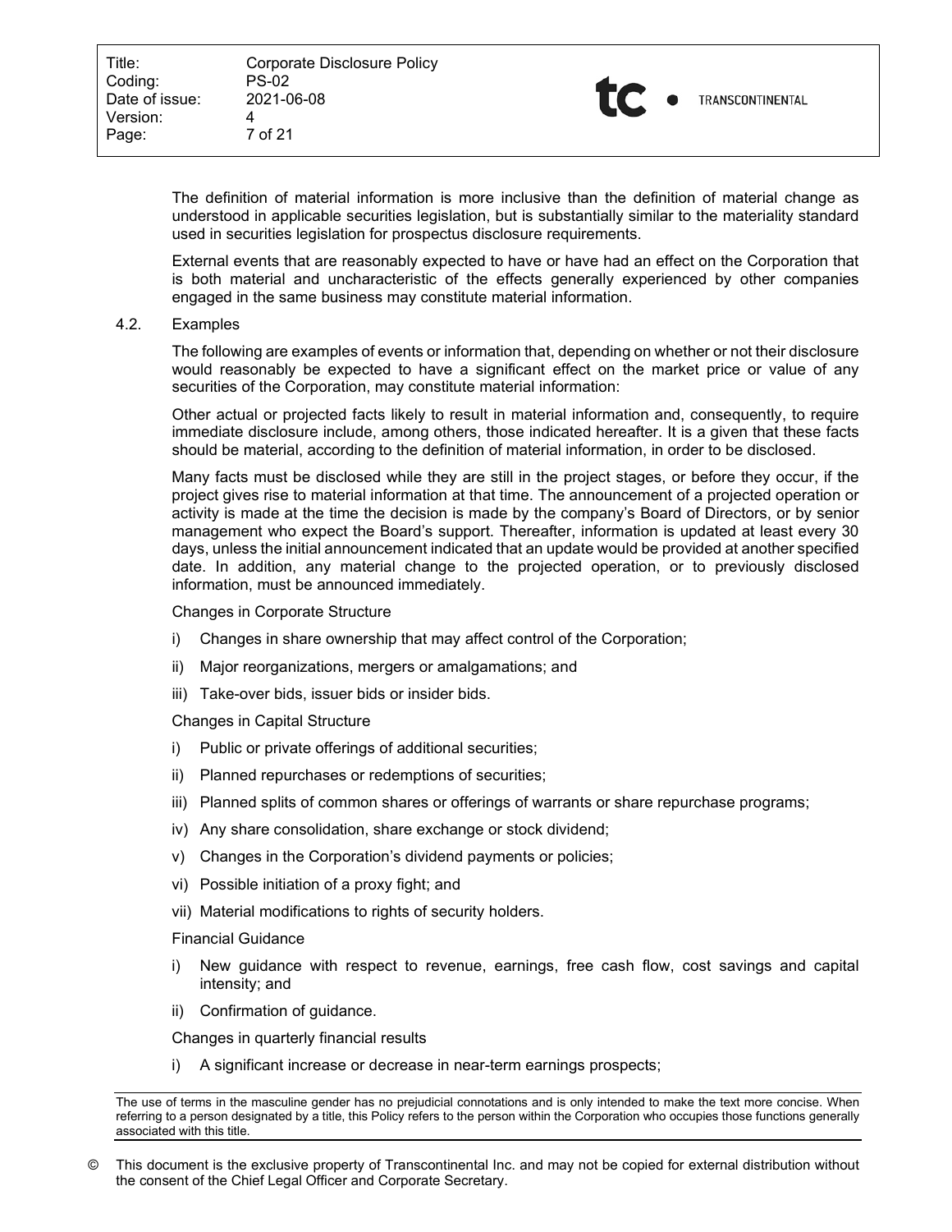The definition of material information is more inclusive than the definition of material change as understood in applicable securities legislation, but is substantially similar to the materiality standard used in securities legislation for prospectus disclosure requirements.

External events that are reasonably expected to have or have had an effect on the Corporation that is both material and uncharacteristic of the effects generally experienced by other companies engaged in the same business may constitute material information.

### 4.2. Examples

The following are examples of events or information that, depending on whether or not their disclosure would reasonably be expected to have a significant effect on the market price or value of any securities of the Corporation, may constitute material information:

Other actual or projected facts likely to result in material information and, consequently, to require immediate disclosure include, among others, those indicated hereafter. It is a given that these facts should be material, according to the definition of material information, in order to be disclosed.

Many facts must be disclosed while they are still in the project stages, or before they occur, if the project gives rise to material information at that time. The announcement of a projected operation or activity is made at the time the decision is made by the company's Board of Directors, or by senior management who expect the Board's support. Thereafter, information is updated at least every 30 days, unless the initial announcement indicated that an update would be provided at another specified date. In addition, any material change to the projected operation, or to previously disclosed information, must be announced immediately.

Changes in Corporate Structure

i) Changes in share ownership that may affect control of the Corporation;
ii) Major reorganizations, mergers or amalgamations; and
iii) Take-over bids, issuer bids or insider bids.

Changes in Capital Structure

i) Public or private offerings of additional securities;
ii) Planned repurchases or redemptions of securities;
iii) Planned splits of common shares or offerings of warrants or share repurchase programs;
iv) Any share consolidation, share exchange or stock dividend;
v) Changes in the Corporation's dividend payments or policies;
vi) Possible initiation of a proxy fight; and
vii) Material modifications to rights of security holders.

Financial Guidance

i) New guidance with respect to revenue, earnings, free cash flow, cost savings and capital intensity; and
ii) Confirmation of guidance.

Changes in quarterly financial results

i) A significant increase or decrease in near-term earnings prospects;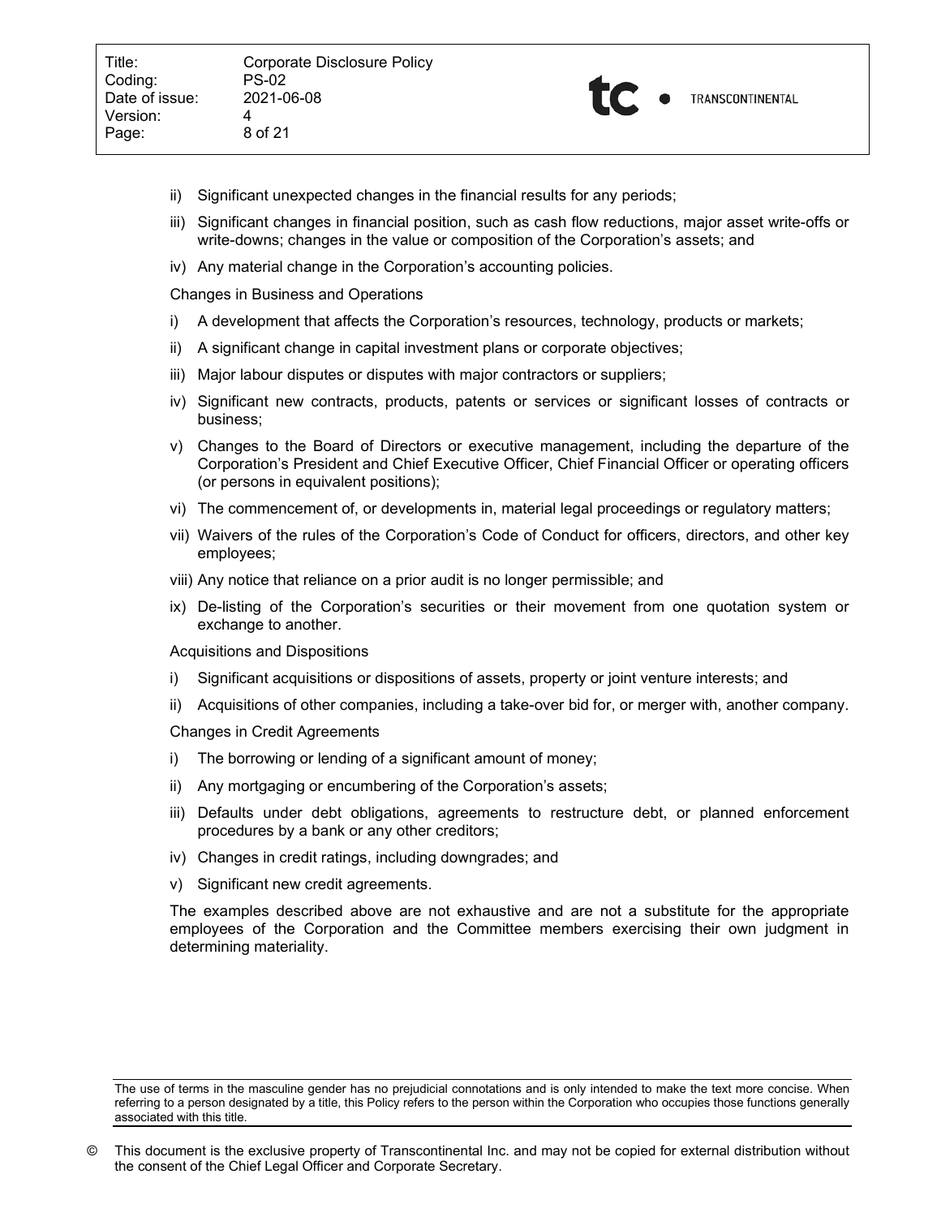ii) Significant unexpected changes in the financial results for any periods;

iii) Significant changes in financial position, such as cash flow reductions, major asset write-offs or write-downs; changes in the value or composition of the Corporation's assets; and

iv) Any material change in the Corporation's accounting policies.

Changes in Business and Operations

i) A development that affects the Corporation's resources, technology, products or markets;

ii) A significant change in capital investment plans or corporate objectives;

iii) Major labour disputes or disputes with major contractors or suppliers;

iv) Significant new contracts, products, patents or services or significant losses of contracts or business;

v) Changes to the Board of Directors or executive management, including the departure of the Corporation's President and Chief Executive Officer, Chief Financial Officer or operating officers (or persons in equivalent positions);

vi) The commencement of, or developments in, material legal proceedings or regulatory matters;

vii) Waivers of the rules of the Corporation's Code of Conduct for officers, directors, and other key employees;

viii) Any notice that reliance on a prior audit is no longer permissible; and

ix) De-listing of the Corporation's securities or their movement from one quotation system or exchange to another.

Acquisitions and Dispositions

i) Significant acquisitions or dispositions of assets, property or joint venture interests; and

ii) Acquisitions of other companies, including a take-over bid for, or merger with, another company.

Changes in Credit Agreements

i) The borrowing or lending of a significant amount of money;

ii) Any mortgaging or encumbering of the Corporation's assets;

iii) Defaults under debt obligations, agreements to restructure debt, or planned enforcement procedures by a bank or any other creditors;

iv) Changes in credit ratings, including downgrades; and

v) Significant new credit agreements.

The examples described above are not exhaustive and are not a substitute for the appropriate employees of the Corporation and the Committee members exercising their own judgment in determining materiality.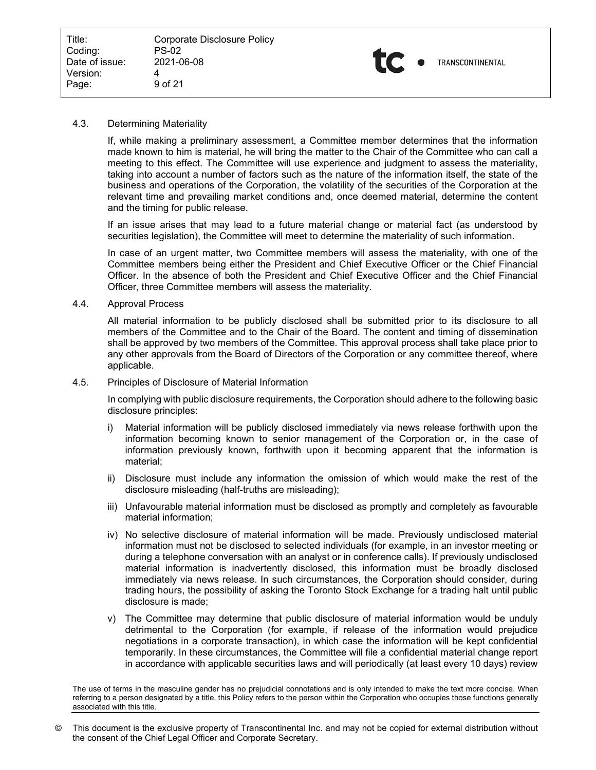### 4.3. Determining Materiality

If, while making a preliminary assessment, a Committee member determines that the information made known to him is material, he will bring the matter to the Chair of the Committee who can call a meeting to this effect. The Committee will use experience and judgment to assess the materiality, taking into account a number of factors such as the nature of the information itself, the state of the business and operations of the Corporation, the volatility of the securities of the Corporation at the relevant time and prevailing market conditions and, once deemed material, determine the content and the timing for public release.

If an issue arises that may lead to a future material change or material fact (as understood by securities legislation), the Committee will meet to determine the materiality of such information.

In case of an urgent matter, two Committee members will assess the materiality, with one of the Committee members being either the President and Chief Executive Officer or the Chief Financial Officer. In the absence of both the President and Chief Executive Officer and the Chief Financial Officer, three Committee members will assess the materiality.

### 4.4. Approval Process

All material information to be publicly disclosed shall be submitted prior to its disclosure to all members of the Committee and to the Chair of the Board. The content and timing of dissemination shall be approved by two members of the Committee. This approval process shall take place prior to any other approvals from the Board of Directors of the Corporation or any committee thereof, where applicable.

### 4.5. Principles of Disclosure of Material Information

In complying with public disclosure requirements, the Corporation should adhere to the following basic disclosure principles:

i) Material information will be publicly disclosed immediately via news release forthwith upon the information becoming known to senior management of the Corporation or, in the case of information previously known, forthwith upon it becoming apparent that the information is material;

ii) Disclosure must include any information the omission of which would make the rest of the disclosure misleading (half-truths are misleading);

iii) Unfavourable material information must be disclosed as promptly and completely as favourable material information;

iv) No selective disclosure of material information will be made. Previously undisclosed material information must not be disclosed to selected individuals (for example, in an investor meeting or during a telephone conversation with an analyst or in conference calls). If previously undisclosed material information is inadvertently disclosed, this information must be broadly disclosed immediately via news release. In such circumstances, the Corporation should consider, during trading hours, the possibility of asking the Toronto Stock Exchange for a trading halt until public disclosure is made;

v) The Committee may determine that public disclosure of material information would be unduly detrimental to the Corporation (for example, if release of the information would prejudice negotiations in a corporate transaction), in which case the information will be kept confidential temporarily. In these circumstances, the Committee will file a confidential material change report in accordance with applicable securities laws and will periodically (at least every 10 days) review

The use of terms in the masculine gender has no prejudicial connotations and is only intended to make the text more concise. When referring to a person designated by a title, this Policy refers to the person within the Corporation who occupies those functions generally associated with this title.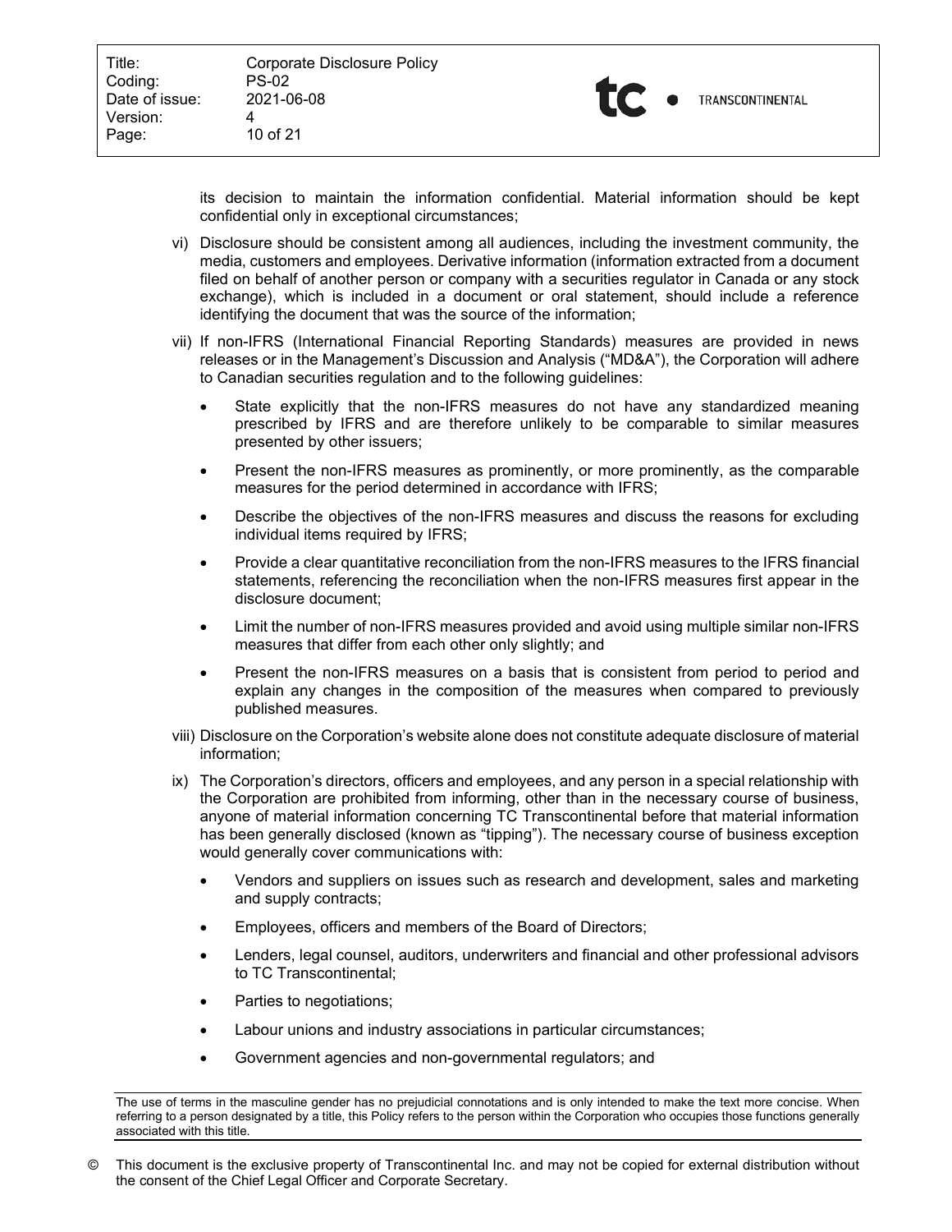its decision to maintain the information confidential. Material information should be kept confidential only in exceptional circumstances;

vi) Disclosure should be consistent among all audiences, including the investment community, the media, customers and employees. Derivative information (information extracted from a document filed on behalf of another person or company with a securities regulator in Canada or any stock exchange), which is included in a document or oral statement, should include a reference identifying the document that was the source of the information;

vii) If non-IFRS (International Financial Reporting Standards) measures are provided in news releases or in the Management's Discussion and Analysis ("MD&A"), the Corporation will adhere to Canadian securities regulation and to the following guidelines:

- State explicitly that the non-IFRS measures do not have any standardized meaning prescribed by IFRS and are therefore unlikely to be comparable to similar measures presented by other issuers;
- Present the non-IFRS measures as prominently, or more prominently, as the comparable measures for the period determined in accordance with IFRS;
- Describe the objectives of the non-IFRS measures and discuss the reasons for excluding individual items required by IFRS;
- Provide a clear quantitative reconciliation from the non-IFRS measures to the IFRS financial statements, referencing the reconciliation when the non-IFRS measures first appear in the disclosure document;
- Limit the number of non-IFRS measures provided and avoid using multiple similar non-IFRS measures that differ from each other only slightly; and
- Present the non-IFRS measures on a basis that is consistent from period to period and explain any changes in the composition of the measures when compared to previously published measures.

viii) Disclosure on the Corporation's website alone does not constitute adequate disclosure of material information;

ix) The Corporation's directors, officers and employees, and any person in a special relationship with the Corporation are prohibited from informing, other than in the necessary course of business, anyone of material information concerning TC Transcontinental before that material information has been generally disclosed (known as "tipping"). The necessary course of business exception would generally cover communications with:

- Vendors and suppliers on issues such as research and development, sales and marketing and supply contracts;
- Employees, officers and members of the Board of Directors;
- Lenders, legal counsel, auditors, underwriters and financial and other professional advisors to TC Transcontinental;
- Parties to negotiations;
- Labour unions and industry associations in particular circumstances;
- Government agencies and non-governmental regulators; and

The use of terms in the masculine gender has no prejudicial connotations and is only intended to make the text more concise. When referring to a person designated by a title, this Policy refers to the person within the Corporation who occupies those functions generally associated with this title.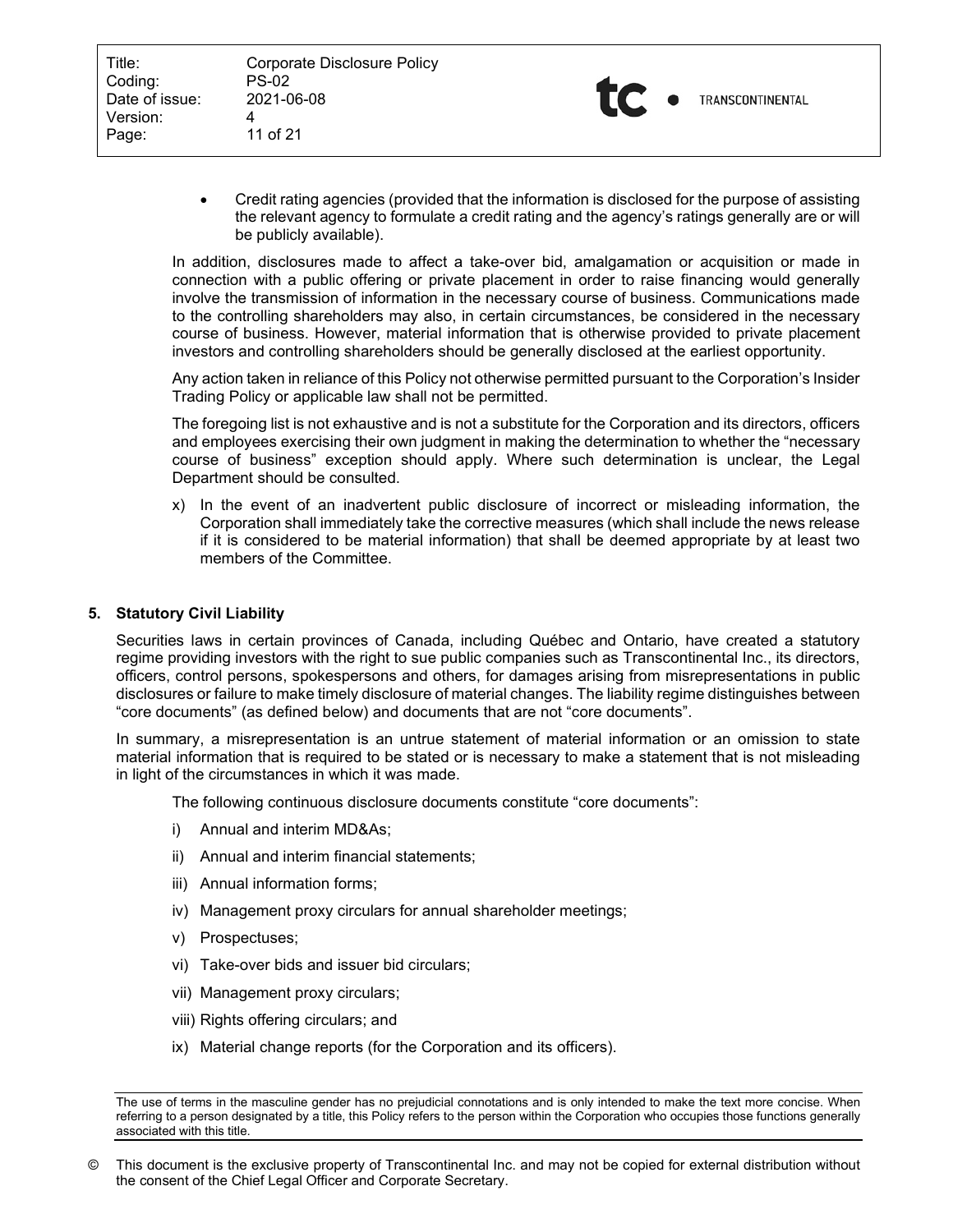- Credit rating agencies (provided that the information is disclosed for the purpose of assisting the relevant agency to formulate a credit rating and the agency's ratings generally are or will be publicly available).

In addition, disclosures made to affect a take-over bid, amalgamation or acquisition or made in connection with a public offering or private placement in order to raise financing would generally involve the transmission of information in the necessary course of business. Communications made to the controlling shareholders may also, in certain circumstances, be considered in the necessary course of business. However, material information that is otherwise provided to private placement investors and controlling shareholders should be generally disclosed at the earliest opportunity.

Any action taken in reliance of this Policy not otherwise permitted pursuant to the Corporation's Insider Trading Policy or applicable law shall not be permitted.

The foregoing list is not exhaustive and is not a substitute for the Corporation and its directors, officers and employees exercising their own judgment in making the determination to whether the "necessary course of business" exception should apply. Where such determination is unclear, the Legal Department should be consulted.

x) In the event of an inadvertent public disclosure of incorrect or misleading information, the Corporation shall immediately take the corrective measures (which shall include the news release if it is considered to be material information) that shall be deemed appropriate by at least two members of the Committee.

## 5. Statutory Civil Liability

Securities laws in certain provinces of Canada, including Québec and Ontario, have created a statutory regime providing investors with the right to sue public companies such as Transcontinental Inc., its directors, officers, control persons, spokespersons and others, for damages arising from misrepresentations in public disclosures or failure to make timely disclosure of material changes. The liability regime distinguishes between "core documents" (as defined below) and documents that are not "core documents".

In summary, a misrepresentation is an untrue statement of material information or an omission to state material information that is required to be stated or is necessary to make a statement that is not misleading in light of the circumstances in which it was made.

The following continuous disclosure documents constitute "core documents":

i) Annual and interim MD&As;

ii) Annual and interim financial statements;

iii) Annual information forms;

iv) Management proxy circulars for annual shareholder meetings;

v) Prospectuses;

vi) Take-over bids and issuer bid circulars;

vii) Management proxy circulars;

viii) Rights offering circulars; and

ix) Material change reports (for the Corporation and its officers).

The use of terms in the masculine gender has no prejudicial connotations and is only intended to make the text more concise. When referring to a person designated by a title, this Policy refers to the person within the Corporation who occupies those functions generally associated with this title.

© This document is the exclusive property of Transcontinental Inc. and may not be copied for external distribution without the consent of the Chief Legal Officer and Corporate Secretary.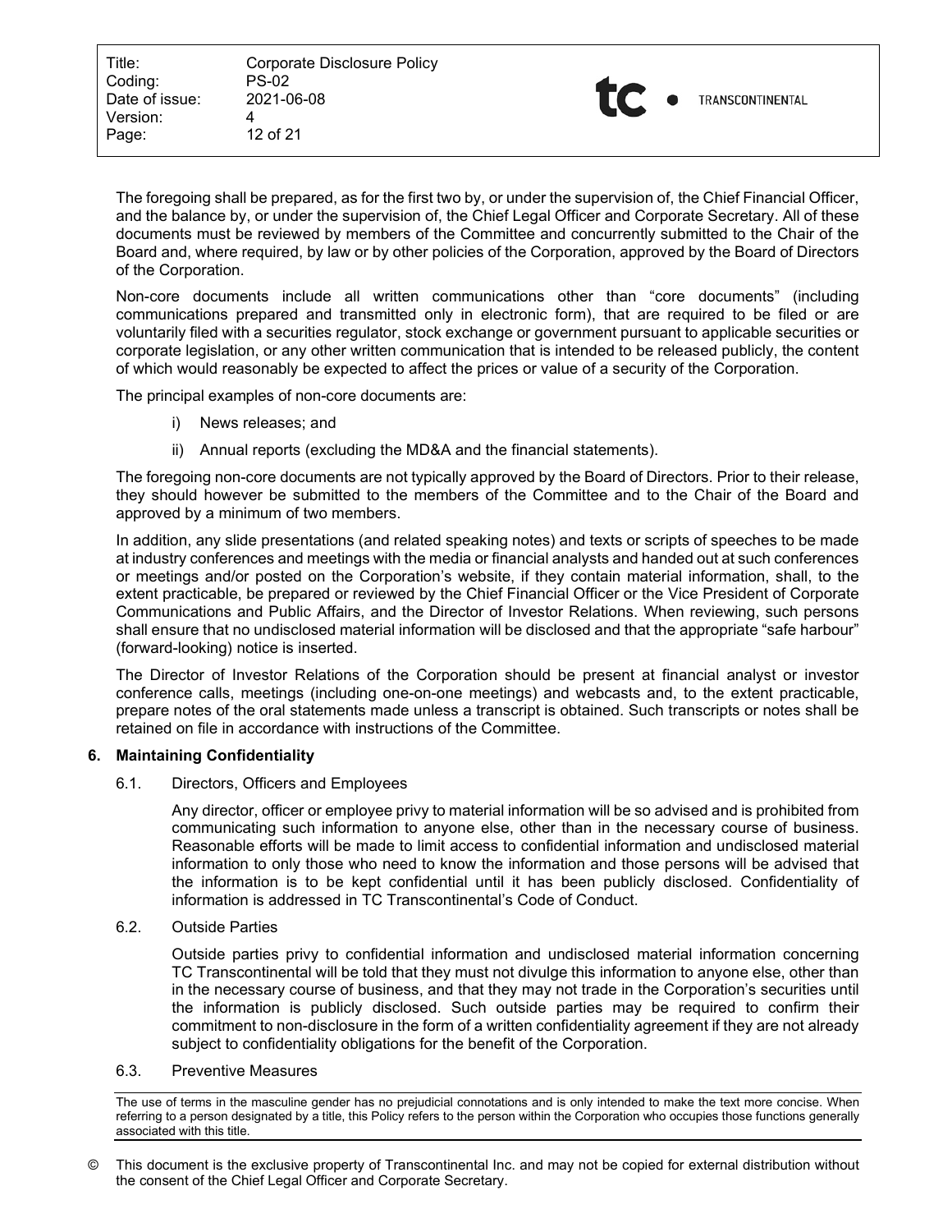The foregoing shall be prepared, as for the first two by, or under the supervision of, the Chief Financial Officer, and the balance by, or under the supervision of, the Chief Legal Officer and Corporate Secretary. All of these documents must be reviewed by members of the Committee and concurrently submitted to the Chair of the Board and, where required, by law or by other policies of the Corporation, approved by the Board of Directors of the Corporation.

Non-core documents include all written communications other than "core documents" (including communications prepared and transmitted only in electronic form), that are required to be filed or are voluntarily filed with a securities regulator, stock exchange or government pursuant to applicable securities or corporate legislation, or any other written communication that is intended to be released publicly, the content of which would reasonably be expected to affect the prices or value of a security of the Corporation.

The principal examples of non-core documents are:

i) News releases; and

ii) Annual reports (excluding the MD&A and the financial statements).

The foregoing non-core documents are not typically approved by the Board of Directors. Prior to their release, they should however be submitted to the members of the Committee and to the Chair of the Board and approved by a minimum of two members.

In addition, any slide presentations (and related speaking notes) and texts or scripts of speeches to be made at industry conferences and meetings with the media or financial analysts and handed out at such conferences or meetings and/or posted on the Corporation's website, if they contain material information, shall, to the extent practicable, be prepared or reviewed by the Chief Financial Officer or the Vice President of Corporate Communications and Public Affairs, and the Director of Investor Relations. When reviewing, such persons shall ensure that no undisclosed material information will be disclosed and that the appropriate "safe harbour" (forward-looking) notice is inserted.

The Director of Investor Relations of the Corporation should be present at financial analyst or investor conference calls, meetings (including one-on-one meetings) and webcasts and, to the extent practicable, prepare notes of the oral statements made unless a transcript is obtained. Such transcripts or notes shall be retained on file in accordance with instructions of the Committee.

## 6. Maintaining Confidentiality

### 6.1. Directors, Officers and Employees

Any director, officer or employee privy to material information will be so advised and is prohibited from communicating such information to anyone else, other than in the necessary course of business. Reasonable efforts will be made to limit access to confidential information and undisclosed material information to only those who need to know the information and those persons will be advised that the information is to be kept confidential until it has been publicly disclosed. Confidentiality of information is addressed in TC Transcontinental's Code of Conduct.

### 6.2. Outside Parties

Outside parties privy to confidential information and undisclosed material information concerning TC Transcontinental will be told that they must not divulge this information to anyone else, other than in the necessary course of business, and that they may not trade in the Corporation's securities until the information is publicly disclosed. Such outside parties may be required to confirm their commitment to non-disclosure in the form of a written confidentiality agreement if they are not already subject to confidentiality obligations for the benefit of the Corporation.

### 6.3. Preventive Measures

The use of terms in the masculine gender has no prejudicial connotations and is only intended to make the text more concise. When referring to a person designated by a title, this Policy refers to the person within the Corporation who occupies those functions generally associated with this title.

© This document is the exclusive property of Transcontinental Inc. and may not be copied for external distribution without the consent of the Chief Legal Officer and Corporate Secretary.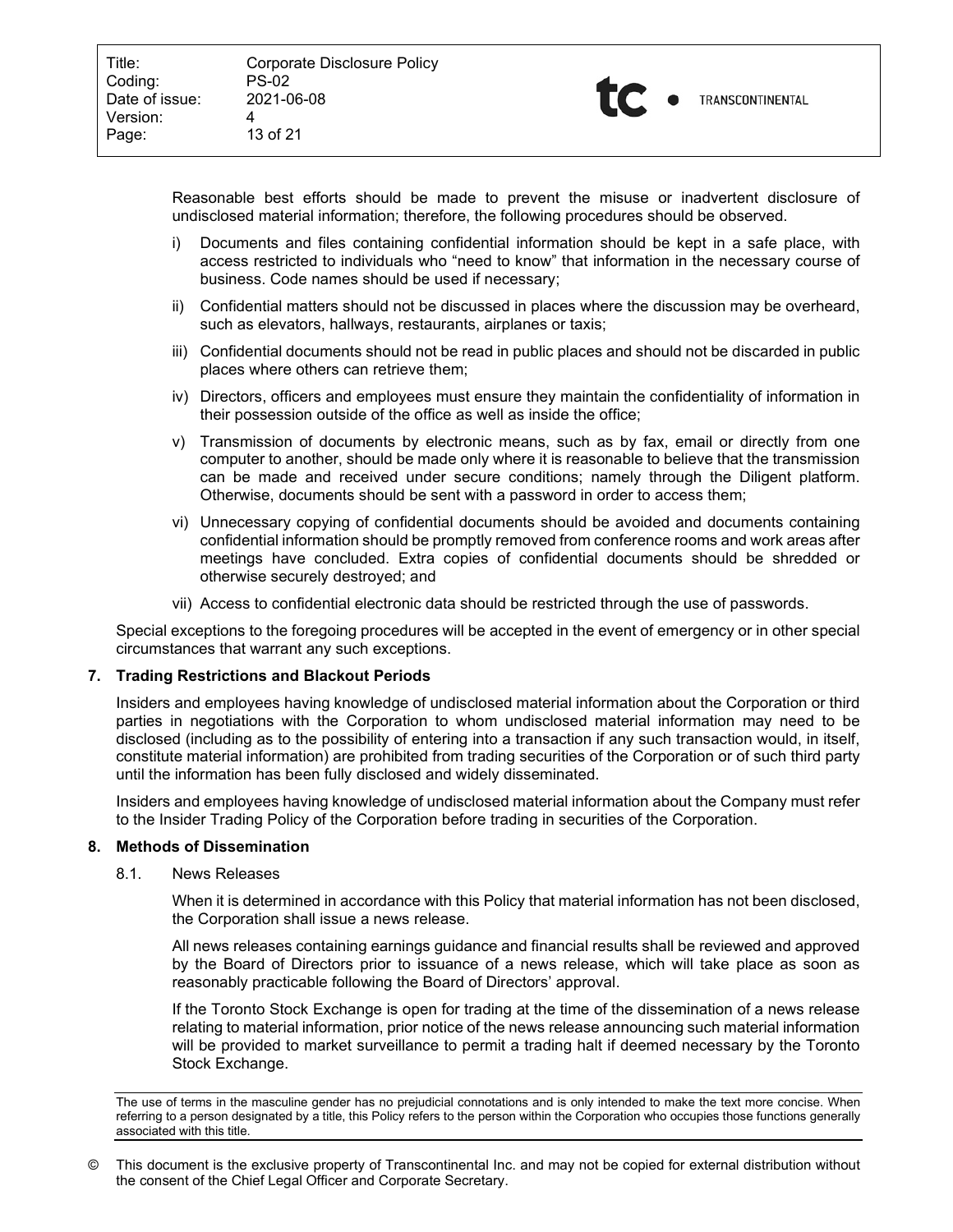Reasonable best efforts should be made to prevent the misuse or inadvertent disclosure of undisclosed material information; therefore, the following procedures should be observed.

i) Documents and files containing confidential information should be kept in a safe place, with access restricted to individuals who “need to know” that information in the necessary course of business. Code names should be used if necessary;

ii) Confidential matters should not be discussed in places where the discussion may be overheard, such as elevators, hallways, restaurants, airplanes or taxis;

iii) Confidential documents should not be read in public places and should not be discarded in public places where others can retrieve them;

iv) Directors, officers and employees must ensure they maintain the confidentiality of information in their possession outside of the office as well as inside the office;

v) Transmission of documents by electronic means, such as by fax, email or directly from one computer to another, should be made only where it is reasonable to believe that the transmission can be made and received under secure conditions; namely through the Diligent platform. Otherwise, documents should be sent with a password in order to access them;

vi) Unnecessary copying of confidential documents should be avoided and documents containing confidential information should be promptly removed from conference rooms and work areas after meetings have concluded. Extra copies of confidential documents should be shredded or otherwise securely destroyed; and

vii) Access to confidential electronic data should be restricted through the use of passwords.

Special exceptions to the foregoing procedures will be accepted in the event of emergency or in other special circumstances that warrant any such exceptions.

## 7. Trading Restrictions and Blackout Periods

Insiders and employees having knowledge of undisclosed material information about the Corporation or third parties in negotiations with the Corporation to whom undisclosed material information may need to be disclosed (including as to the possibility of entering into a transaction if any such transaction would, in itself, constitute material information) are prohibited from trading securities of the Corporation or of such third party until the information has been fully disclosed and widely disseminated.

Insiders and employees having knowledge of undisclosed material information about the Company must refer to the Insider Trading Policy of the Corporation before trading in securities of the Corporation.

## 8. Methods of Dissemination

### 8.1. News Releases

When it is determined in accordance with this Policy that material information has not been disclosed, the Corporation shall issue a news release.

All news releases containing earnings guidance and financial results shall be reviewed and approved by the Board of Directors prior to issuance of a news release, which will take place as soon as reasonably practicable following the Board of Directors’ approval.

If the Toronto Stock Exchange is open for trading at the time of the dissemination of a news release relating to material information, prior notice of the news release announcing such material information will be provided to market surveillance to permit a trading halt if deemed necessary by the Toronto Stock Exchange.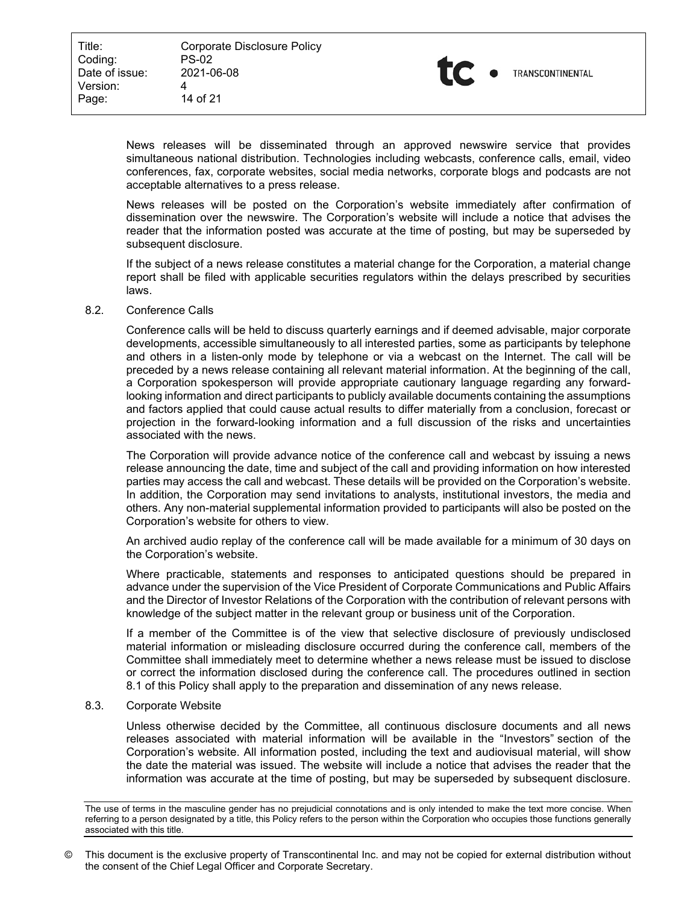News releases will be disseminated through an approved newswire service that provides simultaneous national distribution. Technologies including webcasts, conference calls, email, video conferences, fax, corporate websites, social media networks, corporate blogs and podcasts are not acceptable alternatives to a press release.

News releases will be posted on the Corporation's website immediately after confirmation of dissemination over the newswire. The Corporation's website will include a notice that advises the reader that the information posted was accurate at the time of posting, but may be superseded by subsequent disclosure.

If the subject of a news release constitutes a material change for the Corporation, a material change report shall be filed with applicable securities regulators within the delays prescribed by securities laws.

### 8.2. Conference Calls

Conference calls will be held to discuss quarterly earnings and if deemed advisable, major corporate developments, accessible simultaneously to all interested parties, some as participants by telephone and others in a listen-only mode by telephone or via a webcast on the Internet. The call will be preceded by a news release containing all relevant material information. At the beginning of the call, a Corporation spokesperson will provide appropriate cautionary language regarding any forward-looking information and direct participants to publicly available documents containing the assumptions and factors applied that could cause actual results to differ materially from a conclusion, forecast or projection in the forward-looking information and a full discussion of the risks and uncertainties associated with the news.

The Corporation will provide advance notice of the conference call and webcast by issuing a news release announcing the date, time and subject of the call and providing information on how interested parties may access the call and webcast. These details will be provided on the Corporation's website. In addition, the Corporation may send invitations to analysts, institutional investors, the media and others. Any non-material supplemental information provided to participants will also be posted on the Corporation's website for others to view.

An archived audio replay of the conference call will be made available for a minimum of 30 days on the Corporation's website.

Where practicable, statements and responses to anticipated questions should be prepared in advance under the supervision of the Vice President of Corporate Communications and Public Affairs and the Director of Investor Relations of the Corporation with the contribution of relevant persons with knowledge of the subject matter in the relevant group or business unit of the Corporation.

If a member of the Committee is of the view that selective disclosure of previously undisclosed material information or misleading disclosure occurred during the conference call, members of the Committee shall immediately meet to determine whether a news release must be issued to disclose or correct the information disclosed during the conference call. The procedures outlined in section 8.1 of this Policy shall apply to the preparation and dissemination of any news release.

### 8.3. Corporate Website

Unless otherwise decided by the Committee, all continuous disclosure documents and all news releases associated with material information will be available in the "Investors" section of the Corporation's website. All information posted, including the text and audiovisual material, will show the date the material was issued. The website will include a notice that advises the reader that the information was accurate at the time of posting, but may be superseded by subsequent disclosure.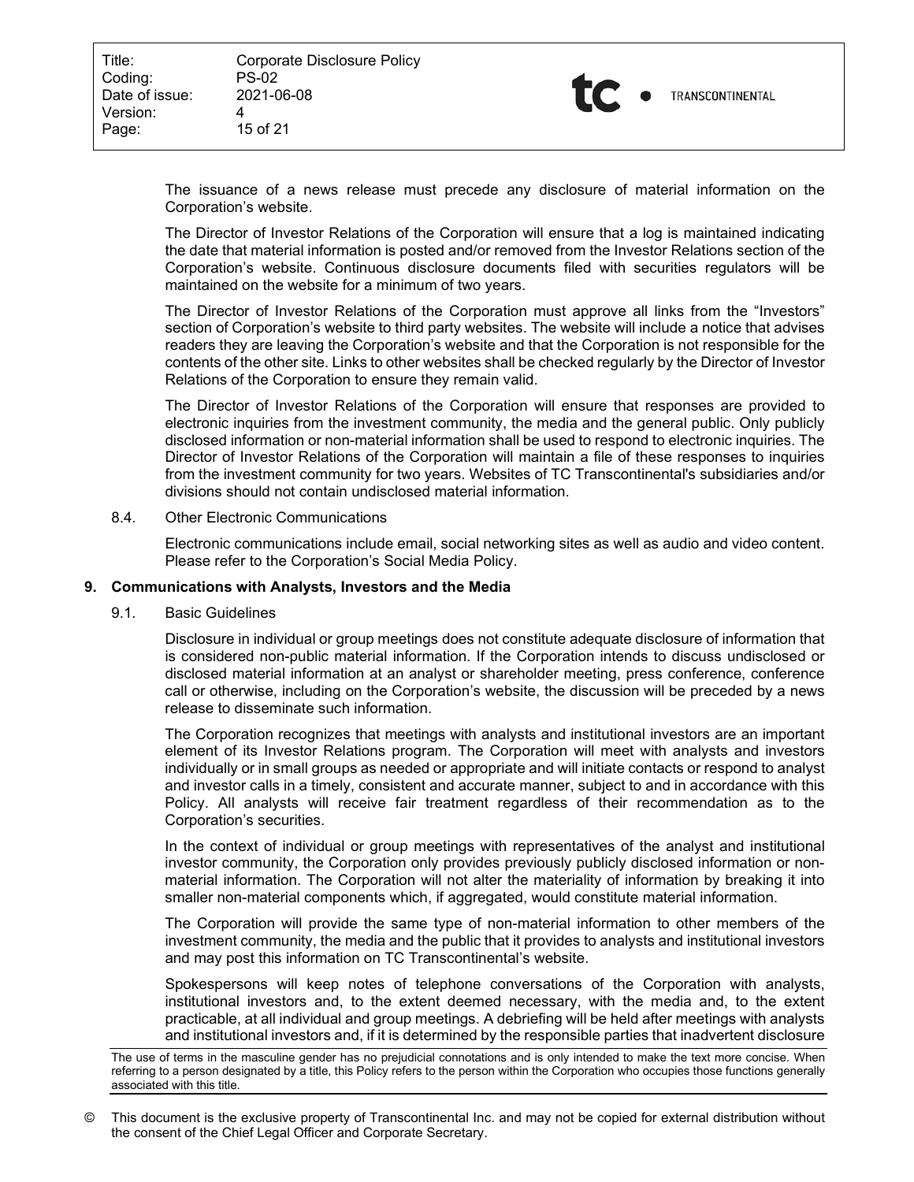The issuance of a news release must precede any disclosure of material information on the Corporation's website.

The Director of Investor Relations of the Corporation will ensure that a log is maintained indicating the date that material information is posted and/or removed from the Investor Relations section of the Corporation's website. Continuous disclosure documents filed with securities regulators will be maintained on the website for a minimum of two years.

The Director of Investor Relations of the Corporation must approve all links from the "Investors" section of Corporation's website to third party websites. The website will include a notice that advises readers they are leaving the Corporation's website and that the Corporation is not responsible for the contents of the other site. Links to other websites shall be checked regularly by the Director of Investor Relations of the Corporation to ensure they remain valid.

The Director of Investor Relations of the Corporation will ensure that responses are provided to electronic inquiries from the investment community, the media and the general public. Only publicly disclosed information or non-material information shall be used to respond to electronic inquiries. The Director of Investor Relations of the Corporation will maintain a file of these responses to inquiries from the investment community for two years. Websites of TC Transcontinental's subsidiaries and/or divisions should not contain undisclosed material information.

### 8.4. Other Electronic Communications

Electronic communications include email, social networking sites as well as audio and video content. Please refer to the Corporation's Social Media Policy.

## 9. Communications with Analysts, Investors and the Media

### 9.1. Basic Guidelines

Disclosure in individual or group meetings does not constitute adequate disclosure of information that is considered non-public material information. If the Corporation intends to discuss undisclosed or disclosed material information at an analyst or shareholder meeting, press conference, conference call or otherwise, including on the Corporation's website, the discussion will be preceded by a news release to disseminate such information.

The Corporation recognizes that meetings with analysts and institutional investors are an important element of its Investor Relations program. The Corporation will meet with analysts and investors individually or in small groups as needed or appropriate and will initiate contacts or respond to analyst and investor calls in a timely, consistent and accurate manner, subject to and in accordance with this Policy. All analysts will receive fair treatment regardless of their recommendation as to the Corporation's securities.

In the context of individual or group meetings with representatives of the analyst and institutional investor community, the Corporation only provides previously publicly disclosed information or non-material information. The Corporation will not alter the materiality of information by breaking it into smaller non-material components which, if aggregated, would constitute material information.

The Corporation will provide the same type of non-material information to other members of the investment community, the media and the public that it provides to analysts and institutional investors and may post this information on TC Transcontinental's website.

Spokespersons will keep notes of telephone conversations of the Corporation with analysts, institutional investors and, to the extent deemed necessary, with the media and, to the extent practicable, at all individual and group meetings. A debriefing will be held after meetings with analysts and institutional investors and, if it is determined by the responsible parties that inadvertent disclosure

The use of terms in the masculine gender has no prejudicial connotations and is only intended to make the text more concise. When referring to a person designated by a title, this Policy refers to the person within the Corporation who occupies those functions generally associated with this title.

© This document is the exclusive property of Transcontinental Inc. and may not be copied for external distribution without the consent of the Chief Legal Officer and Corporate Secretary.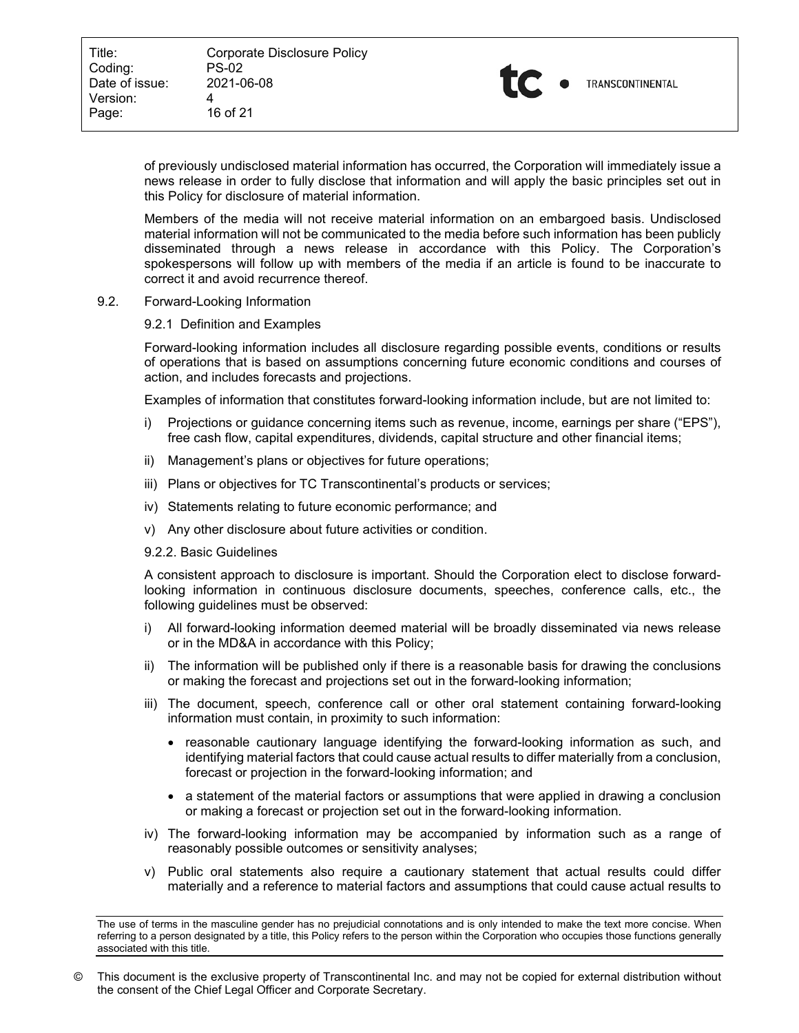of previously undisclosed material information has occurred, the Corporation will immediately issue a news release in order to fully disclose that information and will apply the basic principles set out in this Policy for disclosure of material information.

Members of the media will not receive material information on an embargoed basis. Undisclosed material information will not be communicated to the media before such information has been publicly disseminated through a news release in accordance with this Policy. The Corporation's spokespersons will follow up with members of the media if an article is found to be inaccurate to correct it and avoid recurrence thereof.

### 9.2. Forward-Looking Information

#### 9.2.1 Definition and Examples

Forward-looking information includes all disclosure regarding possible events, conditions or results of operations that is based on assumptions concerning future economic conditions and courses of action, and includes forecasts and projections.

Examples of information that constitutes forward-looking information include, but are not limited to:

i) Projections or guidance concerning items such as revenue, income, earnings per share ("EPS"), free cash flow, capital expenditures, dividends, capital structure and other financial items;

ii) Management's plans or objectives for future operations;

iii) Plans or objectives for TC Transcontinental's products or services;

iv) Statements relating to future economic performance; and

v) Any other disclosure about future activities or condition.

#### 9.2.2. Basic Guidelines

A consistent approach to disclosure is important. Should the Corporation elect to disclose forward-looking information in continuous disclosure documents, speeches, conference calls, etc., the following guidelines must be observed:

i) All forward-looking information deemed material will be broadly disseminated via news release or in the MD&A in accordance with this Policy;

ii) The information will be published only if there is a reasonable basis for drawing the conclusions or making the forecast and projections set out in the forward-looking information;

iii) The document, speech, conference call or other oral statement containing forward-looking information must contain, in proximity to such information:

- reasonable cautionary language identifying the forward-looking information as such, and identifying material factors that could cause actual results to differ materially from a conclusion, forecast or projection in the forward-looking information; and
- a statement of the material factors or assumptions that were applied in drawing a conclusion or making a forecast or projection set out in the forward-looking information.

iv) The forward-looking information may be accompanied by information such as a range of reasonably possible outcomes or sensitivity analyses;

v) Public oral statements also require a cautionary statement that actual results could differ materially and a reference to material factors and assumptions that could cause actual results to

The use of terms in the masculine gender has no prejudicial connotations and is only intended to make the text more concise. When referring to a person designated by a title, this Policy refers to the person within the Corporation who occupies those functions generally associated with this title.

© This document is the exclusive property of Transcontinental Inc. and may not be copied for external distribution without the consent of the Chief Legal Officer and Corporate Secretary.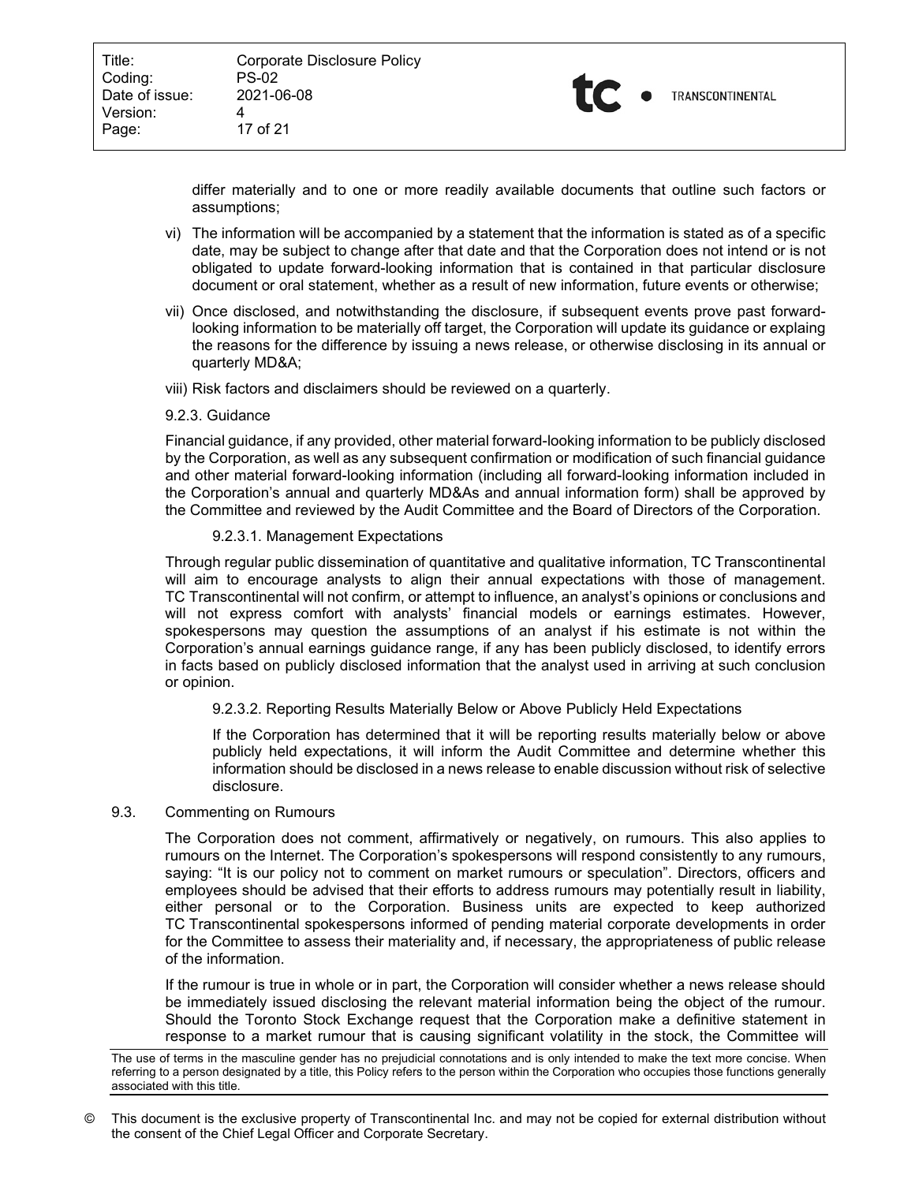differ materially and to one or more readily available documents that outline such factors or assumptions;

vi) The information will be accompanied by a statement that the information is stated as of a specific date, may be subject to change after that date and that the Corporation does not intend or is not obligated to update forward-looking information that is contained in that particular disclosure document or oral statement, whether as a result of new information, future events or otherwise;

vii) Once disclosed, and notwithstanding the disclosure, if subsequent events prove past forward-looking information to be materially off target, the Corporation will update its guidance or explaing the reasons for the difference by issuing a news release, or otherwise disclosing in its annual or quarterly MD&A;

viii) Risk factors and disclaimers should be reviewed on a quarterly.

#### 9.2.3. Guidance

Financial guidance, if any provided, other material forward-looking information to be publicly disclosed by the Corporation, as well as any subsequent confirmation or modification of such financial guidance and other material forward-looking information (including all forward-looking information included in the Corporation's annual and quarterly MD&As and annual information form) shall be approved by the Committee and reviewed by the Audit Committee and the Board of Directors of the Corporation.

##### 9.2.3.1. Management Expectations

Through regular public dissemination of quantitative and qualitative information, TC Transcontinental will aim to encourage analysts to align their annual expectations with those of management. TC Transcontinental will not confirm, or attempt to influence, an analyst's opinions or conclusions and will not express comfort with analysts' financial models or earnings estimates. However, spokespersons may question the assumptions of an analyst if his estimate is not within the Corporation's annual earnings guidance range, if any has been publicly disclosed, to identify errors in facts based on publicly disclosed information that the analyst used in arriving at such conclusion or opinion.

##### 9.2.3.2. Reporting Results Materially Below or Above Publicly Held Expectations

If the Corporation has determined that it will be reporting results materially below or above publicly held expectations, it will inform the Audit Committee and determine whether this information should be disclosed in a news release to enable discussion without risk of selective disclosure.

### 9.3. Commenting on Rumours

The Corporation does not comment, affirmatively or negatively, on rumours. This also applies to rumours on the Internet. The Corporation's spokespersons will respond consistently to any rumours, saying: "It is our policy not to comment on market rumours or speculation". Directors, officers and employees should be advised that their efforts to address rumours may potentially result in liability, either personal or to the Corporation. Business units are expected to keep authorized TC Transcontinental spokespersons informed of pending material corporate developments in order for the Committee to assess their materiality and, if necessary, the appropriateness of public release of the information.

If the rumour is true in whole or in part, the Corporation will consider whether a news release should be immediately issued disclosing the relevant material information being the object of the rumour. Should the Toronto Stock Exchange request that the Corporation make a definitive statement in response to a market rumour that is causing significant volatility in the stock, the Committee will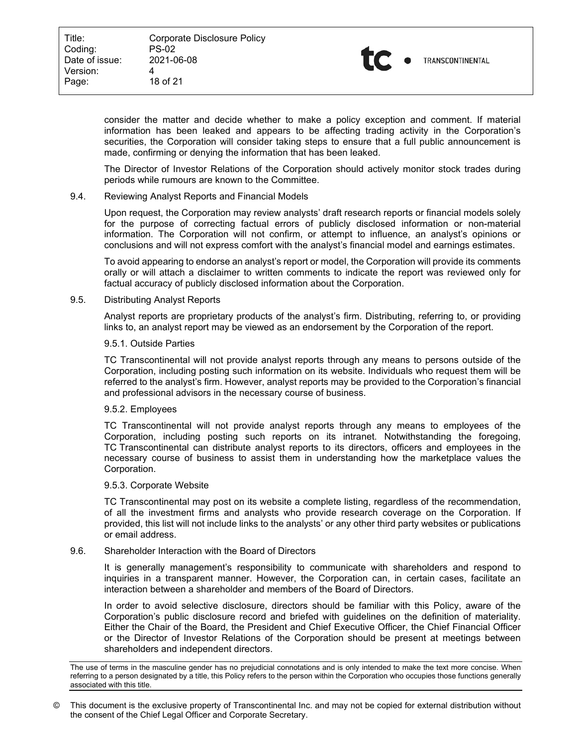consider the matter and decide whether to make a policy exception and comment. If material information has been leaked and appears to be affecting trading activity in the Corporation's securities, the Corporation will consider taking steps to ensure that a full public announcement is made, confirming or denying the information that has been leaked.

The Director of Investor Relations of the Corporation should actively monitor stock trades during periods while rumours are known to the Committee.

### 9.4. Reviewing Analyst Reports and Financial Models

Upon request, the Corporation may review analysts' draft research reports or financial models solely for the purpose of correcting factual errors of publicly disclosed information or non-material information. The Corporation will not confirm, or attempt to influence, an analyst's opinions or conclusions and will not express comfort with the analyst's financial model and earnings estimates.

To avoid appearing to endorse an analyst's report or model, the Corporation will provide its comments orally or will attach a disclaimer to written comments to indicate the report was reviewed only for factual accuracy of publicly disclosed information about the Corporation.

### 9.5. Distributing Analyst Reports

Analyst reports are proprietary products of the analyst's firm. Distributing, referring to, or providing links to, an analyst report may be viewed as an endorsement by the Corporation of the report.

#### 9.5.1. Outside Parties

TC Transcontinental will not provide analyst reports through any means to persons outside of the Corporation, including posting such information on its website. Individuals who request them will be referred to the analyst's firm. However, analyst reports may be provided to the Corporation's financial and professional advisors in the necessary course of business.

#### 9.5.2. Employees

TC Transcontinental will not provide analyst reports through any means to employees of the Corporation, including posting such reports on its intranet. Notwithstanding the foregoing, TC Transcontinental can distribute analyst reports to its directors, officers and employees in the necessary course of business to assist them in understanding how the marketplace values the Corporation.

#### 9.5.3. Corporate Website

TC Transcontinental may post on its website a complete listing, regardless of the recommendation, of all the investment firms and analysts who provide research coverage on the Corporation. If provided, this list will not include links to the analysts' or any other third party websites or publications or email address.

### 9.6. Shareholder Interaction with the Board of Directors

It is generally management's responsibility to communicate with shareholders and respond to inquiries in a transparent manner. However, the Corporation can, in certain cases, facilitate an interaction between a shareholder and members of the Board of Directors.

In order to avoid selective disclosure, directors should be familiar with this Policy, aware of the Corporation's public disclosure record and briefed with guidelines on the definition of materiality. Either the Chair of the Board, the President and Chief Executive Officer, the Chief Financial Officer or the Director of Investor Relations of the Corporation should be present at meetings between shareholders and independent directors.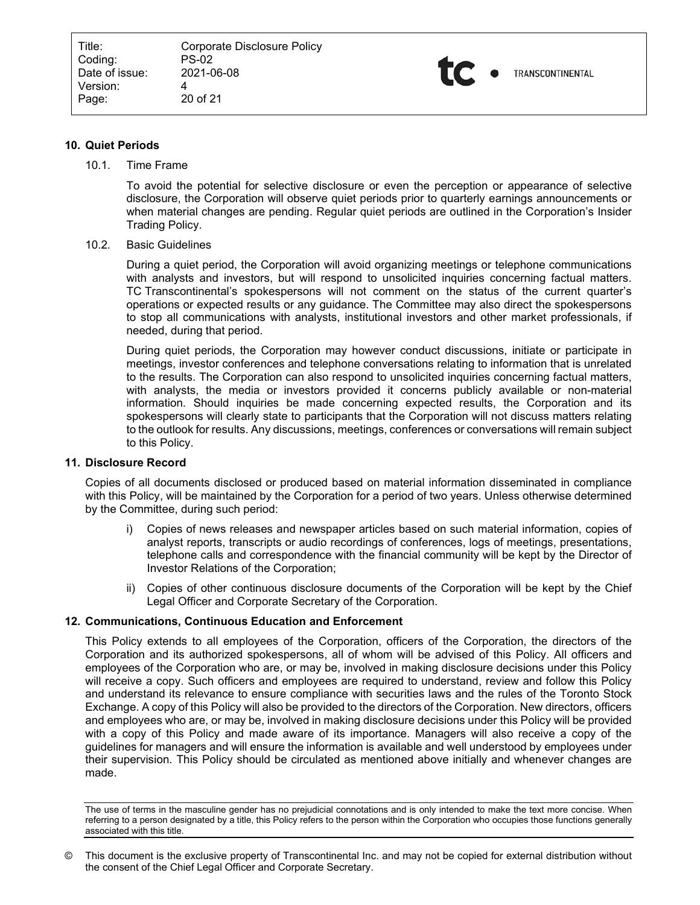## 10. Quiet Periods

### 10.1. Time Frame

To avoid the potential for selective disclosure or even the perception or appearance of selective disclosure, the Corporation will observe quiet periods prior to quarterly earnings announcements or when material changes are pending. Regular quiet periods are outlined in the Corporation's Insider Trading Policy.

### 10.2. Basic Guidelines

During a quiet period, the Corporation will avoid organizing meetings or telephone communications with analysts and investors, but will respond to unsolicited inquiries concerning factual matters. TC Transcontinental's spokespersons will not comment on the status of the current quarter's operations or expected results or any guidance. The Committee may also direct the spokespersons to stop all communications with analysts, institutional investors and other market professionals, if needed, during that period.

During quiet periods, the Corporation may however conduct discussions, initiate or participate in meetings, investor conferences and telephone conversations relating to information that is unrelated to the results. The Corporation can also respond to unsolicited inquiries concerning factual matters, with analysts, the media or investors provided it concerns publicly available or non-material information. Should inquiries be made concerning expected results, the Corporation and its spokespersons will clearly state to participants that the Corporation will not discuss matters relating to the outlook for results. Any discussions, meetings, conferences or conversations will remain subject to this Policy.

## 11. Disclosure Record

Copies of all documents disclosed or produced based on material information disseminated in compliance with this Policy, will be maintained by the Corporation for a period of two years. Unless otherwise determined by the Committee, during such period:

i) Copies of news releases and newspaper articles based on such material information, copies of analyst reports, transcripts or audio recordings of conferences, logs of meetings, presentations, telephone calls and correspondence with the financial community will be kept by the Director of Investor Relations of the Corporation;

ii) Copies of other continuous disclosure documents of the Corporation will be kept by the Chief Legal Officer and Corporate Secretary of the Corporation.

## 12. Communications, Continuous Education and Enforcement

This Policy extends to all employees of the Corporation, officers of the Corporation, the directors of the Corporation and its authorized spokespersons, all of whom will be advised of this Policy. All officers and employees of the Corporation who are, or may be, involved in making disclosure decisions under this Policy will receive a copy. Such officers and employees are required to understand, review and follow this Policy and understand its relevance to ensure compliance with securities laws and the rules of the Toronto Stock Exchange. A copy of this Policy will also be provided to the directors of the Corporation. New directors, officers and employees who are, or may be, involved in making disclosure decisions under this Policy will be provided with a copy of this Policy and made aware of its importance. Managers will also receive a copy of the guidelines for managers and will ensure the information is available and well understood by employees under their supervision. This Policy should be circulated as mentioned above initially and whenever changes are made.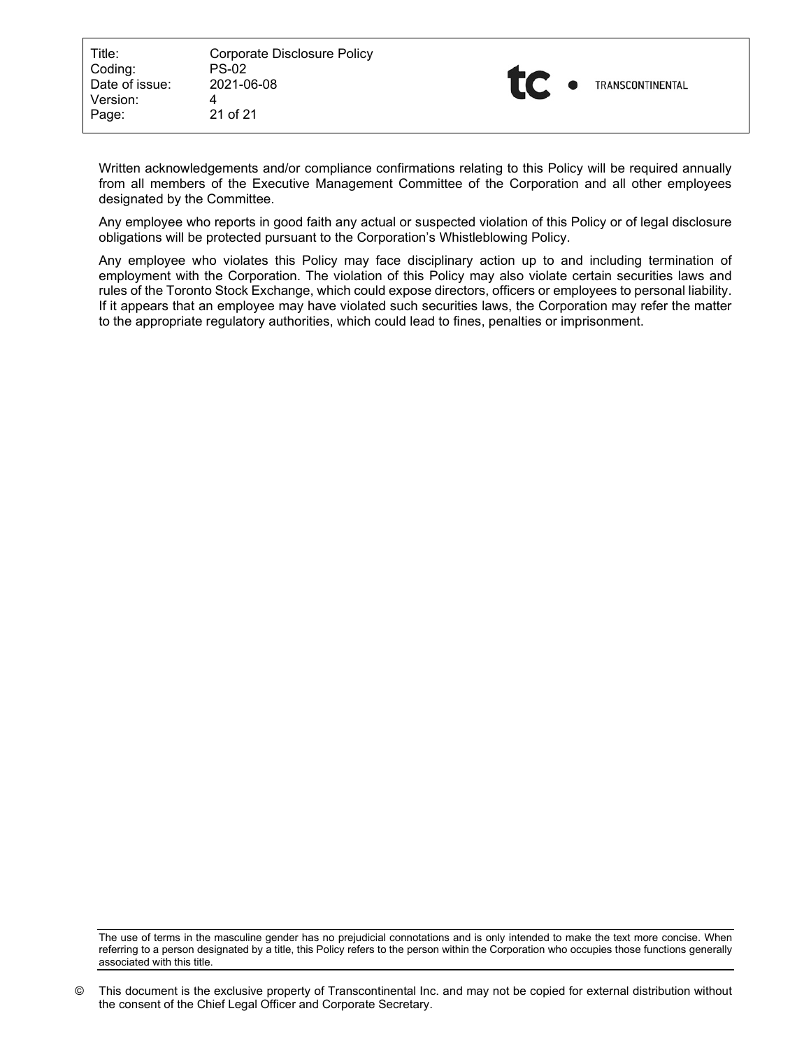Written acknowledgements and/or compliance confirmations relating to this Policy will be required annually from all members of the Executive Management Committee of the Corporation and all other employees designated by the Committee.

Any employee who reports in good faith any actual or suspected violation of this Policy or of legal disclosure obligations will be protected pursuant to the Corporation's Whistleblowing Policy.

Any employee who violates this Policy may face disciplinary action up to and including termination of employment with the Corporation. The violation of this Policy may also violate certain securities laws and rules of the Toronto Stock Exchange, which could expose directors, officers or employees to personal liability. If it appears that an employee may have violated such securities laws, the Corporation may refer the matter to the appropriate regulatory authorities, which could lead to fines, penalties or imprisonment.